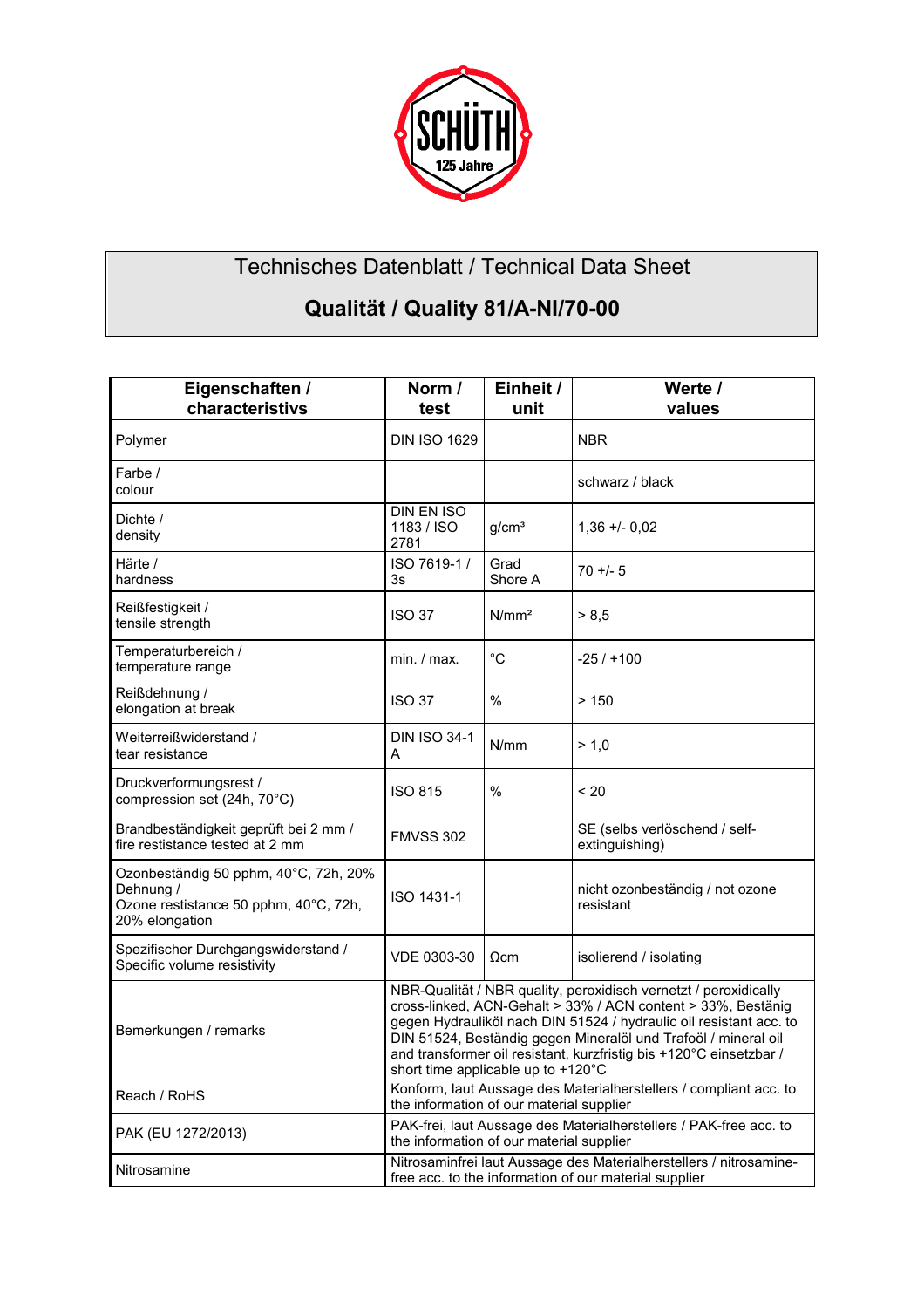SCHÜTH
125 Jahre

# Technisches Datenblatt / Technical Data Sheet

## Qualität / Quality 81/A-NI/70-00

| Eigenschaften / characteristivs | Norm / test | Einheit / unit | Werte / values |
|---|---|---|---|
| Polymer | DIN ISO 1629 | | NBR |
| Farbe / colour | | | schwarz / black |
| Dichte / density | DIN EN ISO 1183 / ISO 2781 | g/cm³ | 1,36 +/- 0,02 |
| Härte / hardness | ISO 7619-1 / 3s | Grad Shore A | 70 +/- 5 |
| Reißfestigkeit / tensile strength | ISO 37 | N/mm² | > 8,5 |
| Temperaturbereich / temperature range | min. / max. | °C | -25 / +100 |
| Reißdehnung / elongation at break | ISO 37 | % | > 150 |
| Weiterreißwiderstand / tear resistance | DIN ISO 34-1 A | N/mm | > 1,0 |
| Druckverformungsrest / compression set (24h, 70°C) | ISO 815 | % | < 20 |
| Brandbeständigkeit geprüft bei 2 mm / fire restistance tested at 2 mm | FMVSS 302 | | SE (selbs verlöschend / self-extinguishing) |
| Ozonbeständig 50 pphm, 40°C, 72h, 20% Dehnung / Ozone restistance 50 pphm, 40°C, 72h, 20% elongation | ISO 1431-1 | | nicht ozonbeständig / not ozone resistant |
| Spezifischer Durchgangswiderstand / Specific volume resistivity | VDE 0303-30 | Ωcm | isolierend / isolating |
| Bemerkungen / remarks | NBR-Qualität / NBR quality, peroxidisch vernetzt / peroxidically cross-linked, ACN-Gehalt > 33% / ACN content > 33%, Beständig gegen Hydrauliköl nach DIN 51524 / hydraulic oil resistant acc. to DIN 51524, Beständig gegen Mineralöl und Trafoöl / mineral oil and transformer oil resistant, kurzfristig bis +120°C einsetzbar / short time applicable up to +120°C | | |
| Reach / RoHS | Konform, laut Aussage des Materialherstellers / compliant acc. to the information of our material supplier | | |
| PAK (EU 1272/2013) | PAK-frei, laut Aussage des Materialherstellers / PAK-free acc. to the information of our material supplier | | |
| Nitrosamine | Nitrosaminfrei laut Aussage des Materialherstellers / nitrosamine-free acc. to the information of our material supplier | | |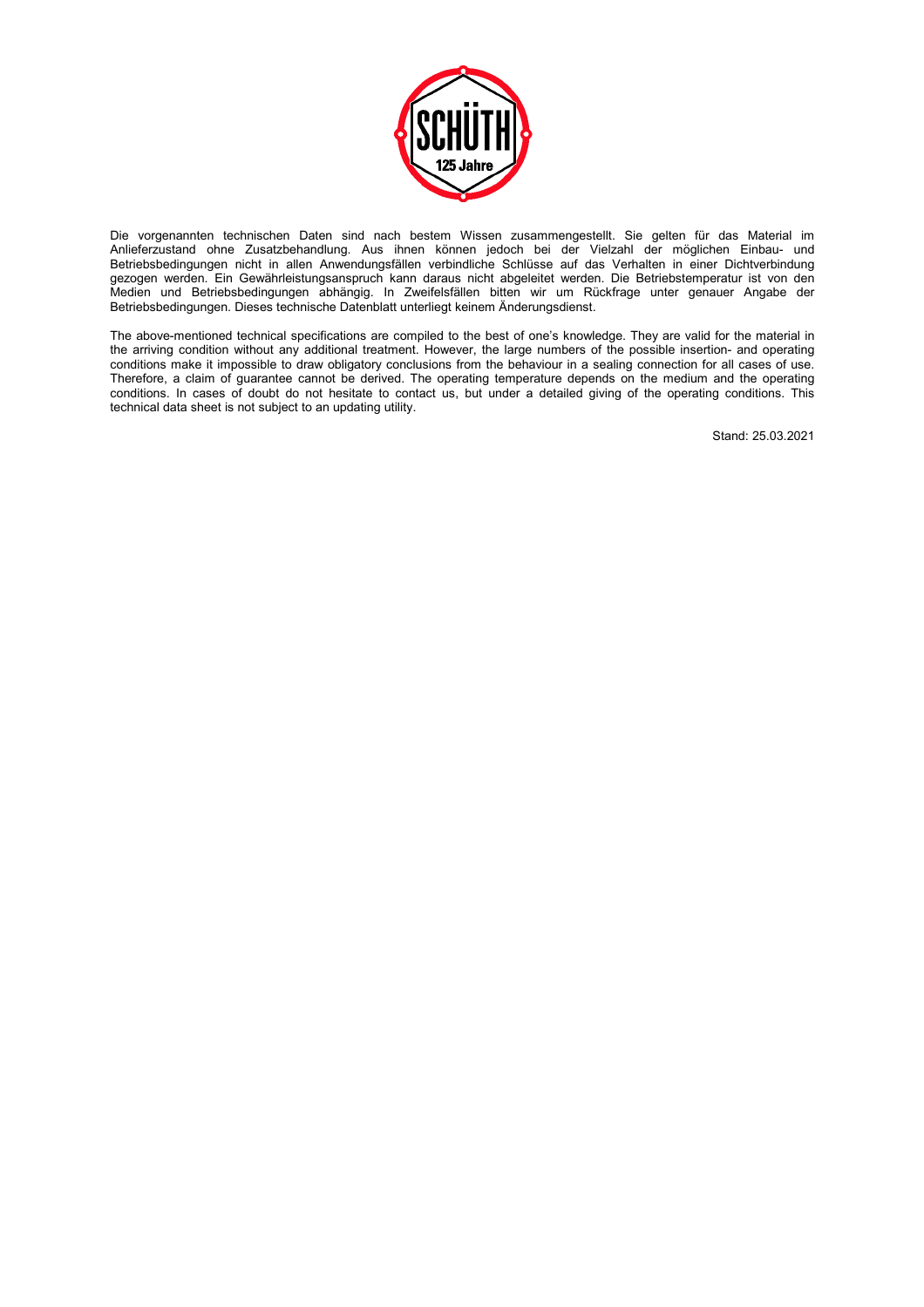Die vorgenannten technischen Daten sind nach bestem Wissen zusammengestellt. Sie gelten für das Material im Anlieferzustand ohne Zusatzbehandlung. Aus ihnen können jedoch bei der Vielzahl der möglichen Einbau- und Betriebsbedingungen nicht in allen Anwendungsfällen verbindliche Schlüsse auf das Verhalten in einer Dichtverbindung gezogen werden. Ein Gewährleistungsanspruch kann daraus nicht abgeleitet werden. Die Betriebstemperatur ist von den Medien und Betriebsbedingungen abhängig. In Zweifelsfällen bitten wir um Rückfrage unter genauer Angabe der Betriebsbedingungen. Dieses technische Datenblatt unterliegt keinem Änderungsdienst.

The above-mentioned technical specifications are compiled to the best of one's knowledge. They are valid for the material in the arriving condition without any additional treatment. However, the large numbers of the possible insertion- and operating conditions make it impossible to draw obligatory conclusions from the behaviour in a sealing connection for all cases of use. Therefore, a claim of guarantee cannot be derived. The operating temperature depends on the medium and the operating conditions. In cases of doubt do not hesitate to contact us, but under a detailed giving of the operating conditions. This technical data sheet is not subject to an updating utility.

Stand: 25.03.2021